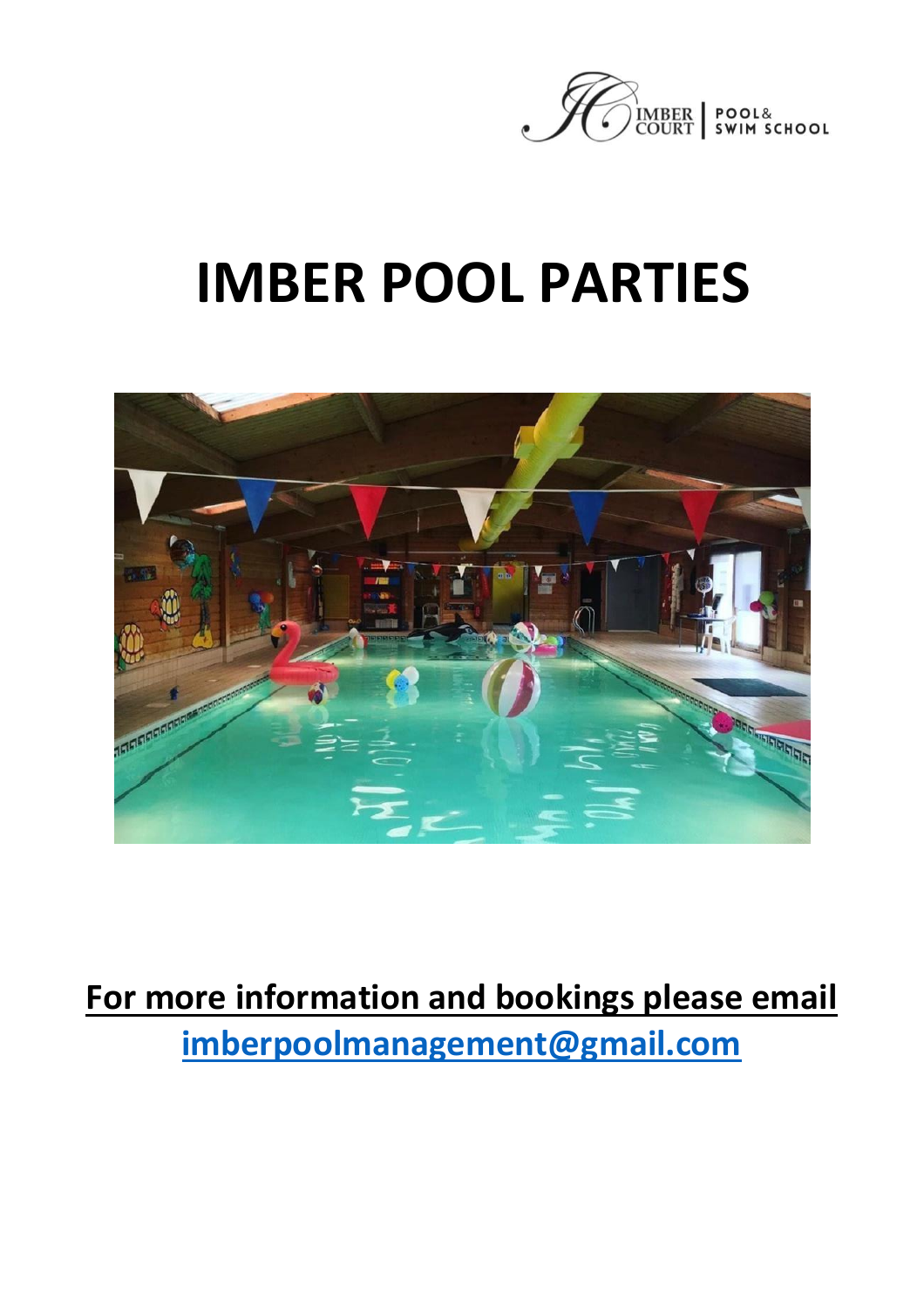IMBER COURT | POOL & SWIM SCHOOL

# IMBER POOL PARTIES

**For more information and bookings please email**
**imberpoolmanagement@gmail.com**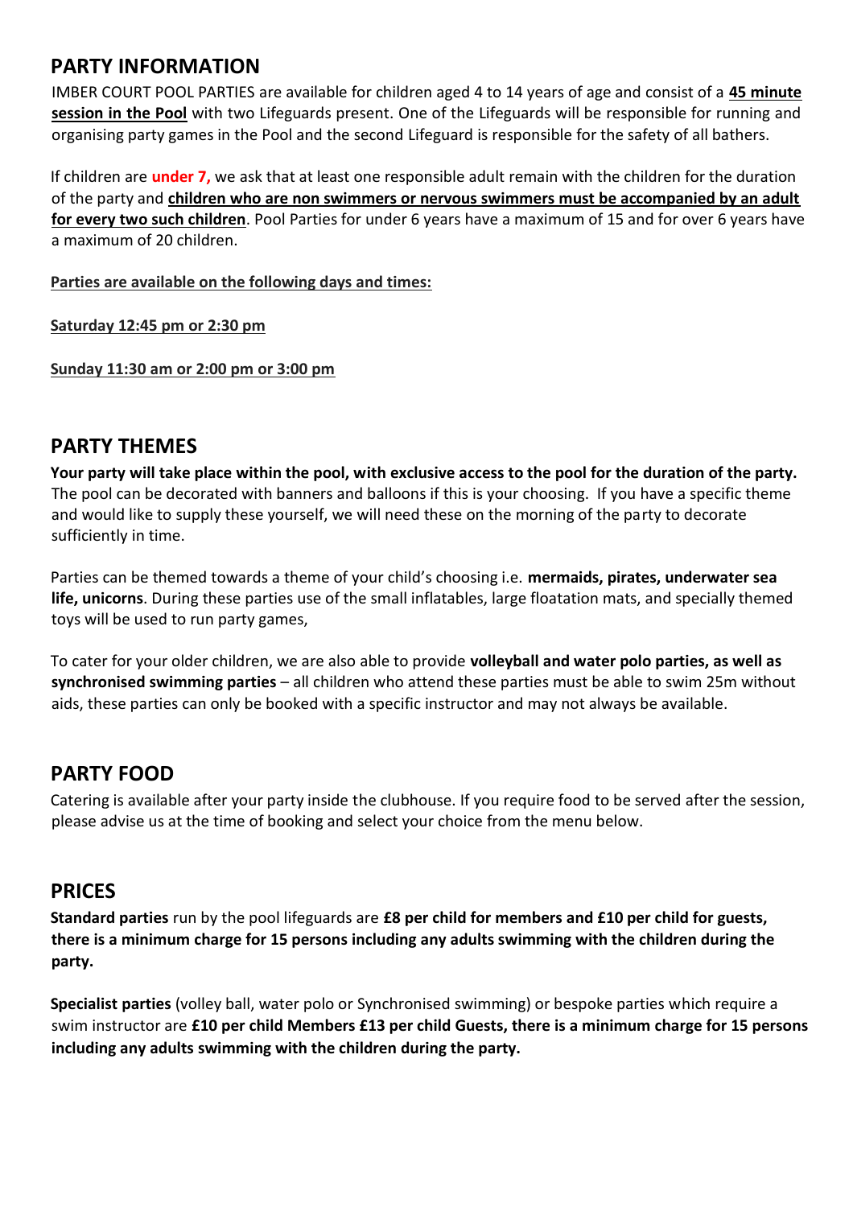## PARTY INFORMATION

IMBER COURT POOL PARTIES are available for children aged 4 to 14 years of age and consist of a **45 minute session in the Pool** with two Lifeguards present. One of the Lifeguards will be responsible for running and organising party games in the Pool and the second Lifeguard is responsible for the safety of all bathers.

If children are **under 7,** we ask that at least one responsible adult remain with the children for the duration of the party and **children who are non swimmers or nervous swimmers must be accompanied by an adult for every two such children**. Pool Parties for under 6 years have a maximum of 15 and for over 6 years have a maximum of 20 children.

**Parties are available on the following days and times:**

**Saturday 12:45 pm or 2:30 pm**

**Sunday 11:30 am or 2:00 pm or 3:00 pm**

## PARTY THEMES

**Your party will take place within the pool, with exclusive access to the pool for the duration of the party.** The pool can be decorated with banners and balloons if this is your choosing. If you have a specific theme and would like to supply these yourself, we will need these on the morning of the party to decorate sufficiently in time.

Parties can be themed towards a theme of your child's choosing i.e. **mermaids, pirates, underwater sea life, unicorns**. During these parties use of the small inflatables, large floatation mats, and specially themed toys will be used to run party games,

To cater for your older children, we are also able to provide **volleyball and water polo parties, as well as synchronised swimming parties** – all children who attend these parties must be able to swim 25m without aids, these parties can only be booked with a specific instructor and may not always be available.

## PARTY FOOD

Catering is available after your party inside the clubhouse. If you require food to be served after the session, please advise us at the time of booking and select your choice from the menu below.

## PRICES

**Standard parties** run by the pool lifeguards are **£8 per child for members and £10 per child for guests, there is a minimum charge for 15 persons including any adults swimming with the children during the party.**

**Specialist parties** (volley ball, water polo or Synchronised swimming) or bespoke parties which require a swim instructor are **£10 per child Members £13 per child Guests, there is a minimum charge for 15 persons including any adults swimming with the children during the party.**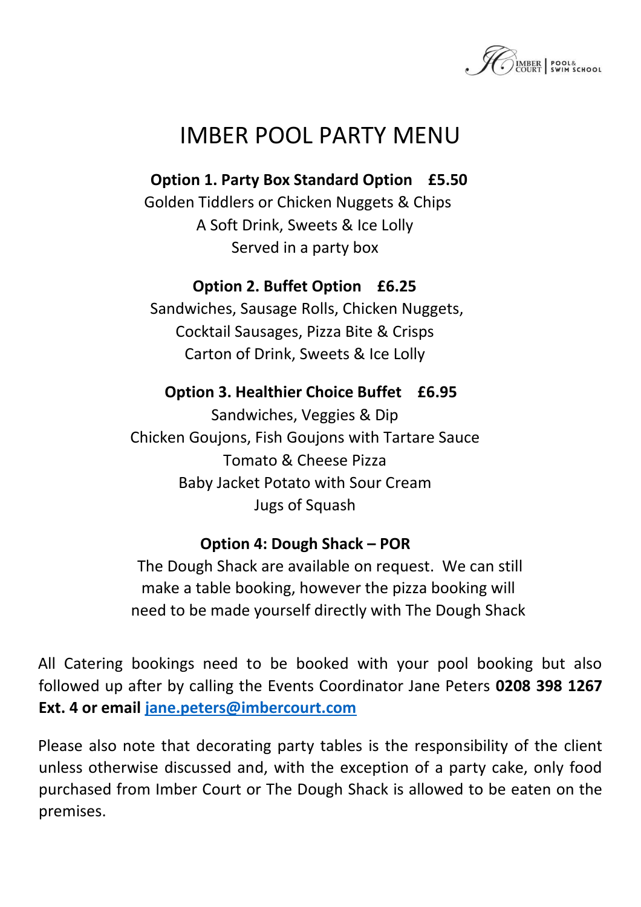# IMBER POOL PARTY MENU

**Option 1. Party Box Standard Option £5.50**

Golden Tiddlers or Chicken Nuggets & Chips
A Soft Drink, Sweets & Ice Lolly
Served in a party box

**Option 2. Buffet Option £6.25**

Sandwiches, Sausage Rolls, Chicken Nuggets,
Cocktail Sausages, Pizza Bite & Crisps
Carton of Drink, Sweets & Ice Lolly

**Option 3. Healthier Choice Buffet £6.95**

Sandwiches, Veggies & Dip
Chicken Goujons, Fish Goujons with Tartare Sauce
Tomato & Cheese Pizza
Baby Jacket Potato with Sour Cream
Jugs of Squash

**Option 4: Dough Shack – POR**

The Dough Shack are available on request. We can still make a table booking, however the pizza booking will need to be made yourself directly with The Dough Shack

All Catering bookings need to be booked with your pool booking but also followed up after by calling the Events Coordinator Jane Peters **0208 398 1267 Ext. 4 or email jane.peters@imbercourt.com**

Please also note that decorating party tables is the responsibility of the client unless otherwise discussed and, with the exception of a party cake, only food purchased from Imber Court or The Dough Shack is allowed to be eaten on the premises.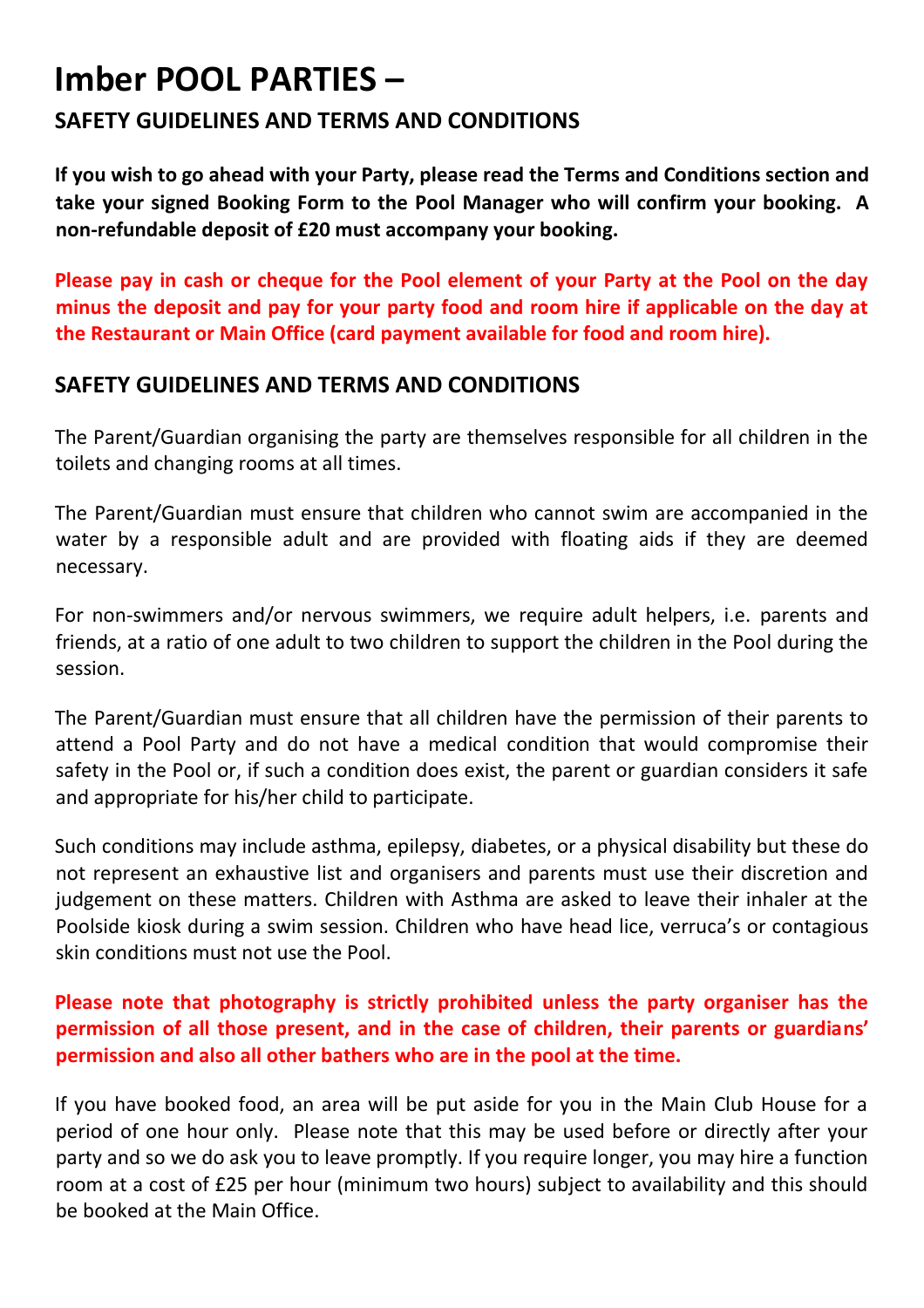# Imber POOL PARTIES –

## SAFETY GUIDELINES AND TERMS AND CONDITIONS

**If you wish to go ahead with your Party, please read the Terms and Conditions section and take your signed Booking Form to the Pool Manager who will confirm your booking. A non-refundable deposit of £20 must accompany your booking.**

**Please pay in cash or cheque for the Pool element of your Party at the Pool on the day minus the deposit and pay for your party food and room hire if applicable on the day at the Restaurant or Main Office (card payment available for food and room hire).**

## SAFETY GUIDELINES AND TERMS AND CONDITIONS

The Parent/Guardian organising the party are themselves responsible for all children in the toilets and changing rooms at all times.

The Parent/Guardian must ensure that children who cannot swim are accompanied in the water by a responsible adult and are provided with floating aids if they are deemed necessary.

For non-swimmers and/or nervous swimmers, we require adult helpers, i.e. parents and friends, at a ratio of one adult to two children to support the children in the Pool during the session.

The Parent/Guardian must ensure that all children have the permission of their parents to attend a Pool Party and do not have a medical condition that would compromise their safety in the Pool or, if such a condition does exist, the parent or guardian considers it safe and appropriate for his/her child to participate.

Such conditions may include asthma, epilepsy, diabetes, or a physical disability but these do not represent an exhaustive list and organisers and parents must use their discretion and judgement on these matters. Children with Asthma are asked to leave their inhaler at the Poolside kiosk during a swim session. Children who have head lice, verruca's or contagious skin conditions must not use the Pool.

**Please note that photography is strictly prohibited unless the party organiser has the permission of all those present, and in the case of children, their parents or guardians' permission and also all other bathers who are in the pool at the time.**

If you have booked food, an area will be put aside for you in the Main Club House for a period of one hour only. Please note that this may be used before or directly after your party and so we do ask you to leave promptly. If you require longer, you may hire a function room at a cost of £25 per hour (minimum two hours) subject to availability and this should be booked at the Main Office.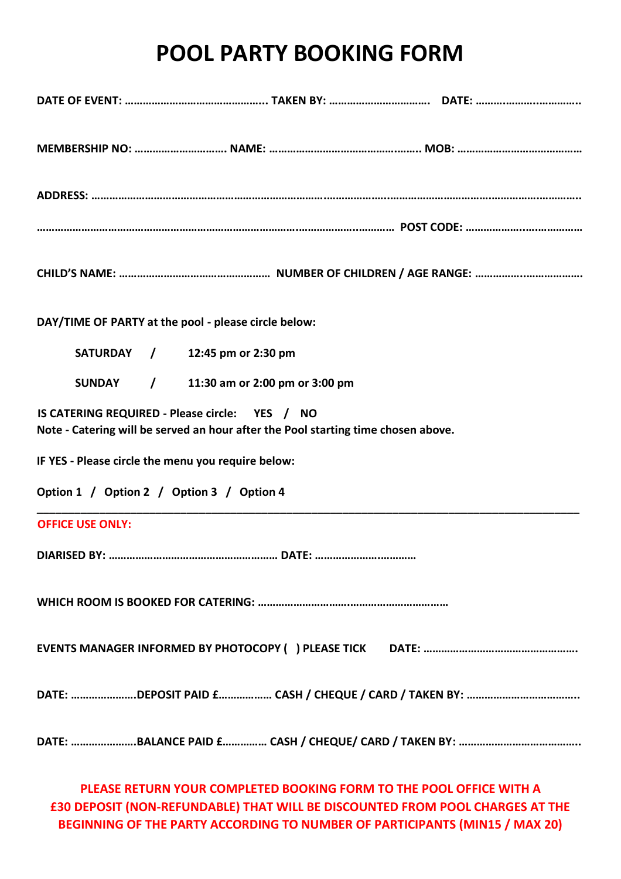# POOL PARTY BOOKING FORM

**DATE OF EVENT: ………………………………………… TAKEN BY: …………………………… DATE: ……………………………**

**MEMBERSHIP NO: ………………………… NAME: …………………………………………… MOB: ……………………………………**

**ADDRESS: ……………………………………………………………………………………………………………………………………………**

**………………………………………………………………………………………………………… POST CODE: ……………………………**

**CHILD'S NAME: …………………………………………… NUMBER OF CHILDREN / AGE RANGE: ……………………………**

**DAY/TIME OF PARTY at the pool - please circle below:**

**SATURDAY / 12:45 pm or 2:30 pm**

**SUNDAY / 11:30 am or 2:00 pm or 3:00 pm**

**IS CATERING REQUIRED - Please circle: YES / NO**
**Note - Catering will be served an hour after the Pool starting time chosen above.**

**IF YES - Please circle the menu you require below:**

**Option 1 / Option 2 / Option 3 / Option 4**

---

**OFFICE USE ONLY:**

**DIARISED BY: ………………………………………………… DATE: ……………………………**

**WHICH ROOM IS BOOKED FOR CATERING: ……………………………………………………………**

**EVENTS MANAGER INFORMED BY PHOTOCOPY ( ) PLEASE TICK DATE: ……………………………………………**

**DATE: ………………….DEPOSIT PAID £……………… CASH / CHEQUE / CARD / TAKEN BY: ……………………………….**

**DATE: ………………….BALANCE PAID £…………… CASH / CHEQUE/ CARD / TAKEN BY: ………………………………….**

**PLEASE RETURN YOUR COMPLETED BOOKING FORM TO THE POOL OFFICE WITH A £30 DEPOSIT (NON-REFUNDABLE) THAT WILL BE DISCOUNTED FROM POOL CHARGES AT THE BEGINNING OF THE PARTY ACCORDING TO NUMBER OF PARTICIPANTS (MIN15 / MAX 20)**